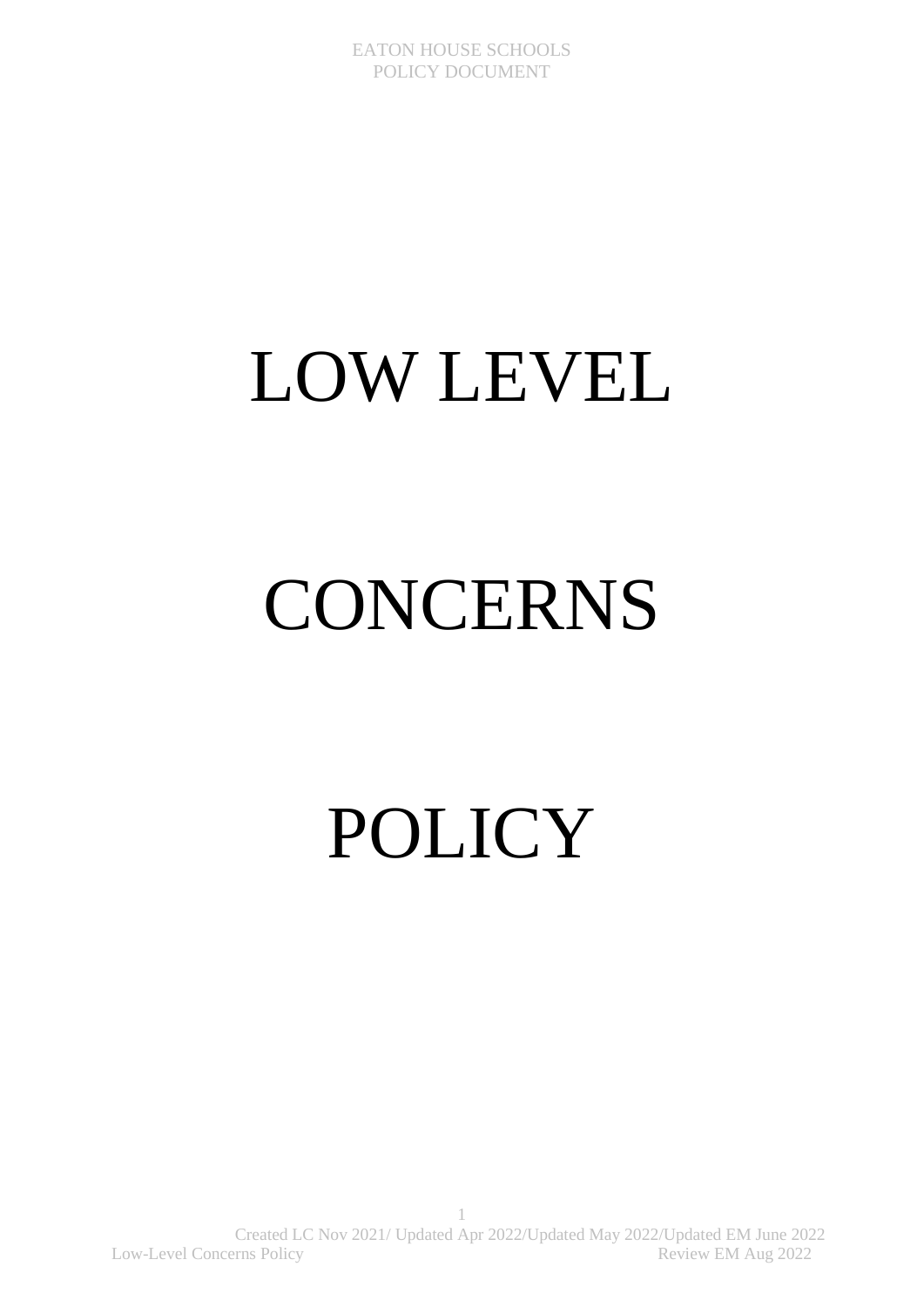# LOW LEVEL

# CONCERNS

# POLICY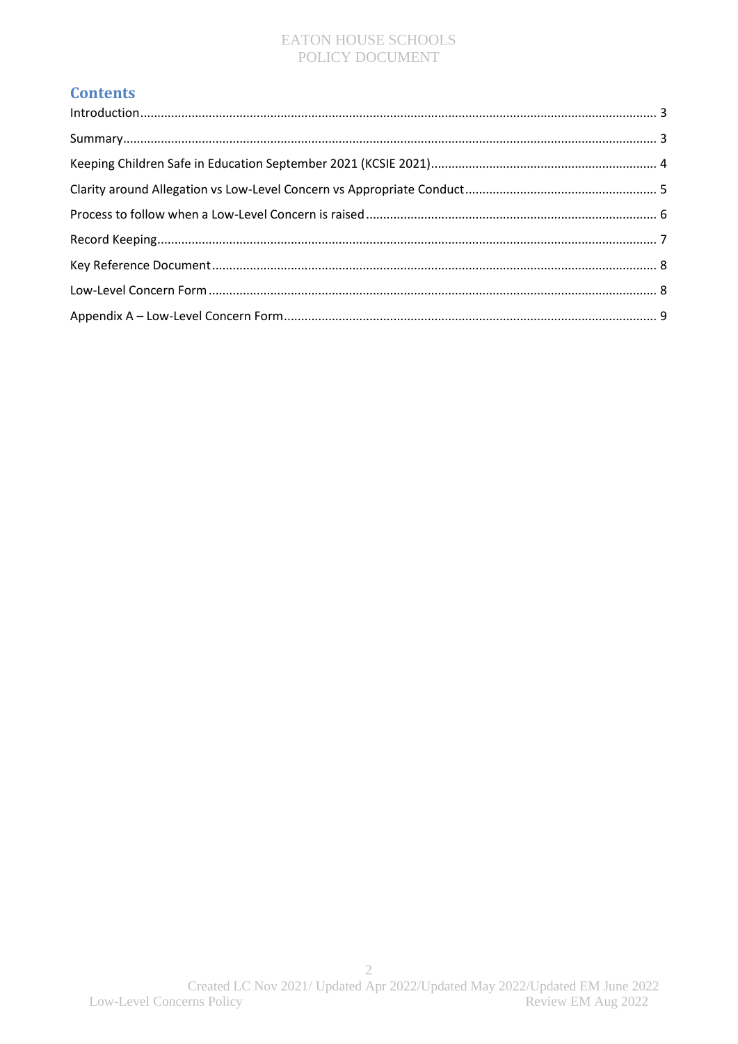## Contents

Introduction ..... 3

Summary ..... 3

Keeping Children Safe in Education September 2021 (KCSIE 2021) ..... 4

Clarity around Allegation vs Low-Level Concern vs Appropriate Conduct ..... 5

Process to follow when a Low-Level Concern is raised ..... 6

Record Keeping ..... 7

Key Reference Document ..... 8

Low-Level Concern Form ..... 8

Appendix A – Low-Level Concern Form ..... 9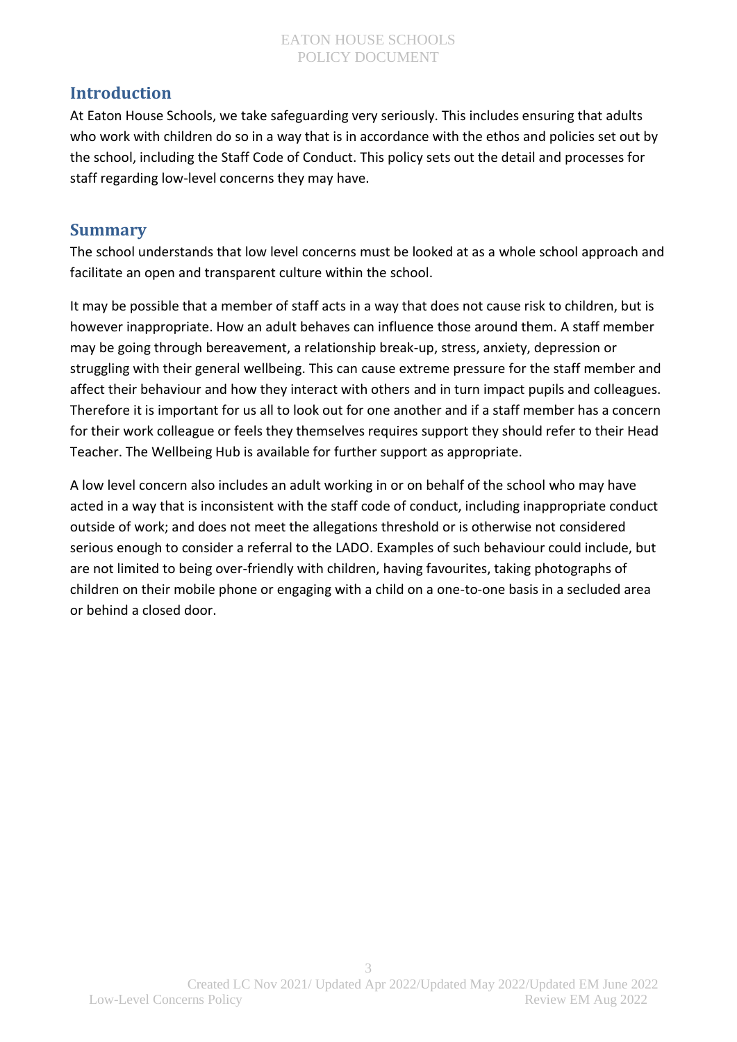## Introduction

At Eaton House Schools, we take safeguarding very seriously. This includes ensuring that adults who work with children do so in a way that is in accordance with the ethos and policies set out by the school, including the Staff Code of Conduct. This policy sets out the detail and processes for staff regarding low-level concerns they may have.

## Summary

The school understands that low level concerns must be looked at as a whole school approach and facilitate an open and transparent culture within the school.

It may be possible that a member of staff acts in a way that does not cause risk to children, but is however inappropriate. How an adult behaves can influence those around them. A staff member may be going through bereavement, a relationship break-up, stress, anxiety, depression or struggling with their general wellbeing. This can cause extreme pressure for the staff member and affect their behaviour and how they interact with others and in turn impact pupils and colleagues. Therefore it is important for us all to look out for one another and if a staff member has a concern for their work colleague or feels they themselves requires support they should refer to their Head Teacher. The Wellbeing Hub is available for further support as appropriate.

A low level concern also includes an adult working in or on behalf of the school who may have acted in a way that is inconsistent with the staff code of conduct, including inappropriate conduct outside of work; and does not meet the allegations threshold or is otherwise not considered serious enough to consider a referral to the LADO. Examples of such behaviour could include, but are not limited to being over-friendly with children, having favourites, taking photographs of children on their mobile phone or engaging with a child on a one-to-one basis in a secluded area or behind a closed door.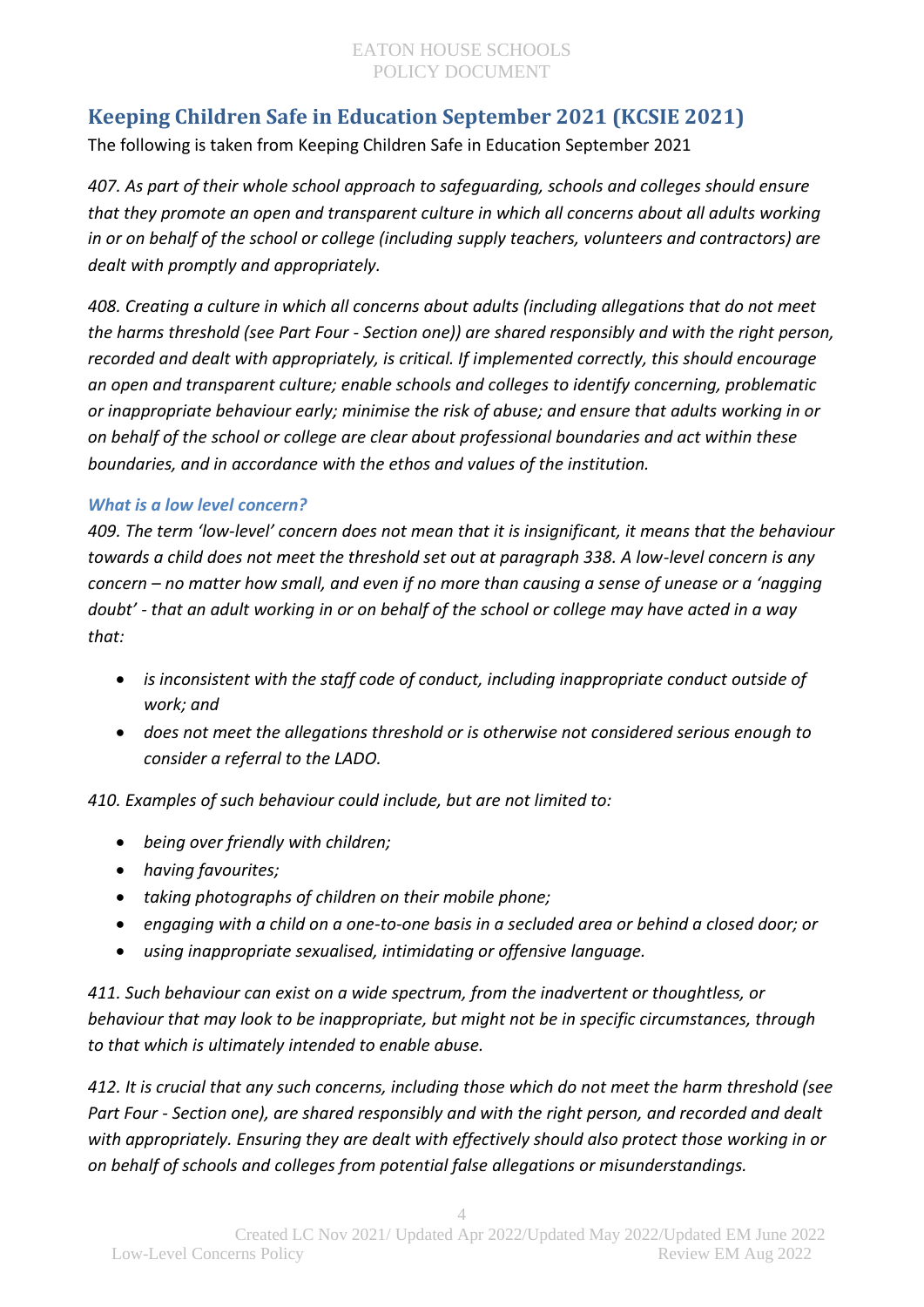## Keeping Children Safe in Education September 2021 (KCSIE 2021)

The following is taken from Keeping Children Safe in Education September 2021

*407. As part of their whole school approach to safeguarding, schools and colleges should ensure that they promote an open and transparent culture in which all concerns about all adults working in or on behalf of the school or college (including supply teachers, volunteers and contractors) are dealt with promptly and appropriately.*

*408. Creating a culture in which all concerns about adults (including allegations that do not meet the harms threshold (see Part Four - Section one)) are shared responsibly and with the right person, recorded and dealt with appropriately, is critical. If implemented correctly, this should encourage an open and transparent culture; enable schools and colleges to identify concerning, problematic or inappropriate behaviour early; minimise the risk of abuse; and ensure that adults working in or on behalf of the school or college are clear about professional boundaries and act within these boundaries, and in accordance with the ethos and values of the institution.*

### *What is a low level concern?*

*409. The term 'low-level' concern does not mean that it is insignificant, it means that the behaviour towards a child does not meet the threshold set out at paragraph 338. A low-level concern is any concern – no matter how small, and even if no more than causing a sense of unease or a 'nagging doubt' - that an adult working in or on behalf of the school or college may have acted in a way that:*

- *is inconsistent with the staff code of conduct, including inappropriate conduct outside of work; and*
- *does not meet the allegations threshold or is otherwise not considered serious enough to consider a referral to the LADO.*

*410. Examples of such behaviour could include, but are not limited to:*

- *being over friendly with children;*
- *having favourites;*
- *taking photographs of children on their mobile phone;*
- *engaging with a child on a one-to-one basis in a secluded area or behind a closed door; or*
- *using inappropriate sexualised, intimidating or offensive language.*

*411. Such behaviour can exist on a wide spectrum, from the inadvertent or thoughtless, or behaviour that may look to be inappropriate, but might not be in specific circumstances, through to that which is ultimately intended to enable abuse.*

*412. It is crucial that any such concerns, including those which do not meet the harm threshold (see Part Four - Section one), are shared responsibly and with the right person, and recorded and dealt with appropriately. Ensuring they are dealt with effectively should also protect those working in or on behalf of schools and colleges from potential false allegations or misunderstandings.*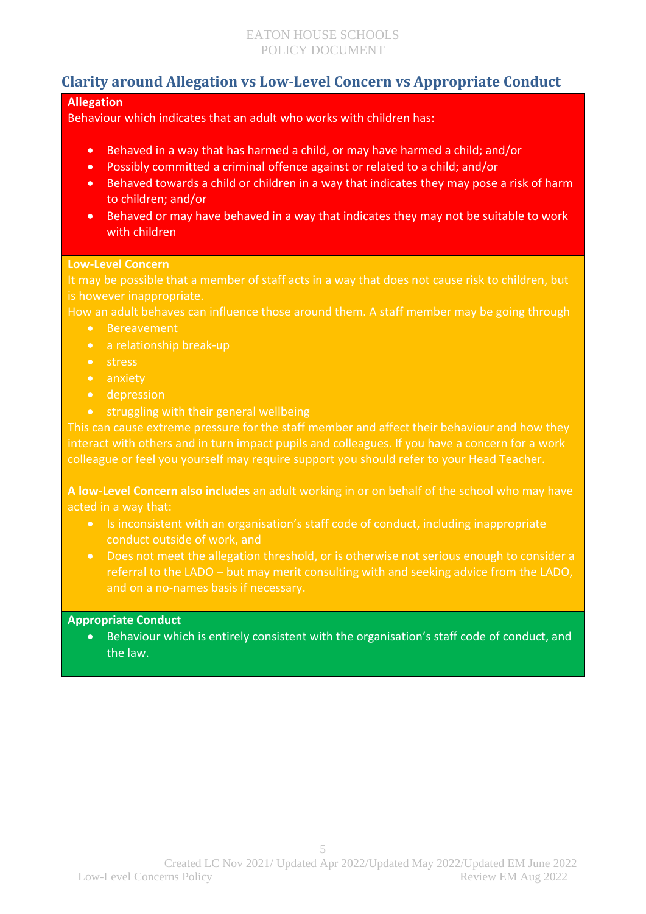## Clarity around Allegation vs Low-Level Concern vs Appropriate Conduct

**Allegation**

Behaviour which indicates that an adult who works with children has:

- Behaved in a way that has harmed a child, or may have harmed a child; and/or
- Possibly committed a criminal offence against or related to a child; and/or
- Behaved towards a child or children in a way that indicates they may pose a risk of harm to children; and/or
- Behaved or may have behaved in a way that indicates they may not be suitable to work with children

**Low-Level Concern**

It may be possible that a member of staff acts in a way that does not cause risk to children, but is however inappropriate.

How an adult behaves can influence those around them. A staff member may be going through

- Bereavement
- a relationship break-up
- stress
- anxiety
- depression
- struggling with their general wellbeing

This can cause extreme pressure for the staff member and affect their behaviour and how they interact with others and in turn impact pupils and colleagues. If you have a concern for a work colleague or feel you yourself may require support you should refer to your Head Teacher.

**A low-Level Concern also includes** an adult working in or on behalf of the school who may have acted in a way that:

- Is inconsistent with an organisation's staff code of conduct, including inappropriate conduct outside of work, and
- Does not meet the allegation threshold, or is otherwise not serious enough to consider a referral to the LADO – but may merit consulting with and seeking advice from the LADO, and on a no-names basis if necessary.

**Appropriate Conduct**

- Behaviour which is entirely consistent with the organisation's staff code of conduct, and the law.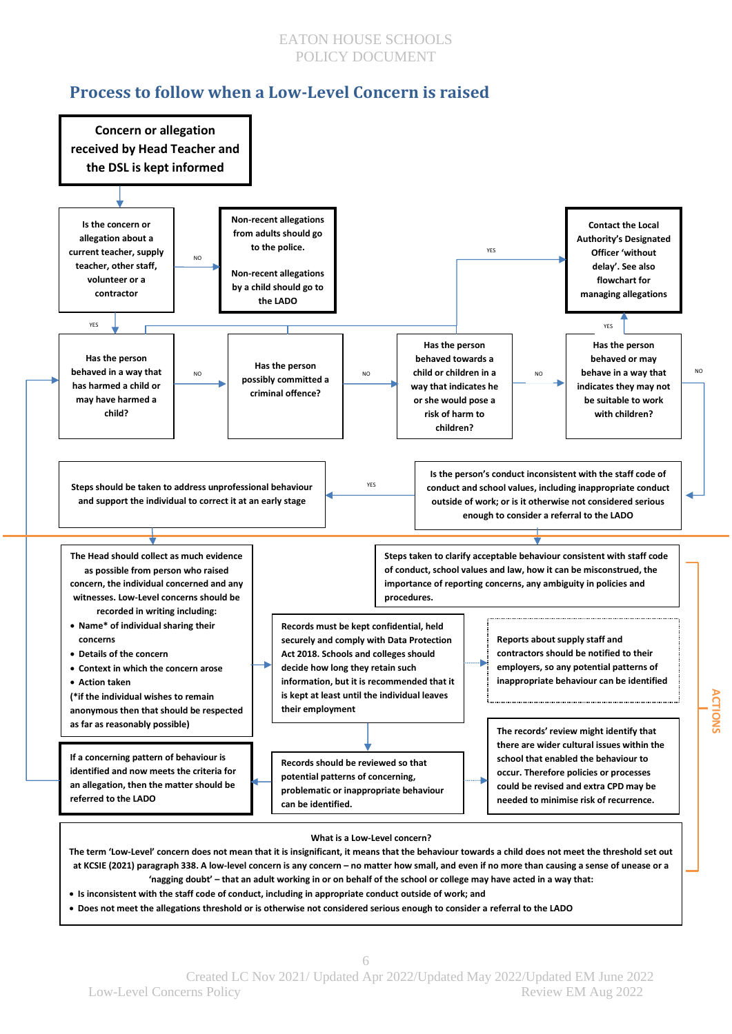## Process to follow when a Low-Level Concern is raised

**Concern or allegation received by Head Teacher and the DSL is kept informed**

Is the concern or allegation about a current teacher, supply teacher, other staff, volunteer or a contractor?

NO

Non-recent allegations from adults should go to the police.

Non-recent allegations by a child should go to the LADO

YES

Has the person behaved in a way that has harmed a child or may have harmed a child?

NO

Has the person possibly committed a criminal offence?

NO

Has the person behaved towards a child or children in a way that indicates he or she would pose a risk of harm to children?

NO

Has the person behaved or may behave in a way that indicates they may not be suitable to work with children?

YES

Contact the Local Authority's Designated Officer 'without delay'. See also flowchart for managing allegations

NO

Is the person's conduct inconsistent with the staff code of conduct and school values, including inappropriate conduct outside of work; or is it otherwise not considered serious enough to consider a referral to the LADO

YES

Steps should be taken to address unprofessional behaviour and support the individual to correct it at an early stage

### ACTIONS

The Head should collect as much evidence as possible from person who raised concern, the individual concerned and any witnesses. Low-Level concerns should be recorded in writing including:

- Name* of individual sharing their concerns
- Details of the concern
- Context in which the concern arose
- Action taken

(*if the individual wishes to remain anonymous then that should be respected as far as reasonably possible)

Steps taken to clarify acceptable behaviour consistent with staff code of conduct, school values and law, how it can be misconstrued, the importance of reporting concerns, any ambiguity in policies and procedures.

Records must be kept confidential, held securely and comply with Data Protection Act 2018. Schools and colleges should decide how long they retain such information, but it is recommended that it is kept at least until the individual leaves their employment

Reports about supply staff and contractors should be notified to their employers, so any potential patterns of inappropriate behaviour can be identified

Records should be reviewed so that potential patterns of concerning, problematic or inappropriate behaviour can be identified.

The records' review might identify that there are wider cultural issues within the school that enabled the behaviour to occur. Therefore policies or processes could be revised and extra CPD may be needed to minimise risk of recurrence.

**If a concerning pattern of behaviour is identified and now meets the criteria for an allegation, then the matter should be referred to the LADO**

**What is a Low-Level concern?**

The term 'Low-Level' concern does not mean that it is insignificant, it means that the behaviour towards a child does not meet the threshold set out at KCSIE (2021) paragraph 338. A low-level concern is any concern – no matter how small, and even if no more than causing a sense of unease or a 'nagging doubt' – that an adult working in or on behalf of the school or college may have acted in a way that:

- Is inconsistent with the staff code of conduct, including in appropriate conduct outside of work; and
- Does not meet the allegations threshold or is otherwise not considered serious enough to consider a referral to the LADO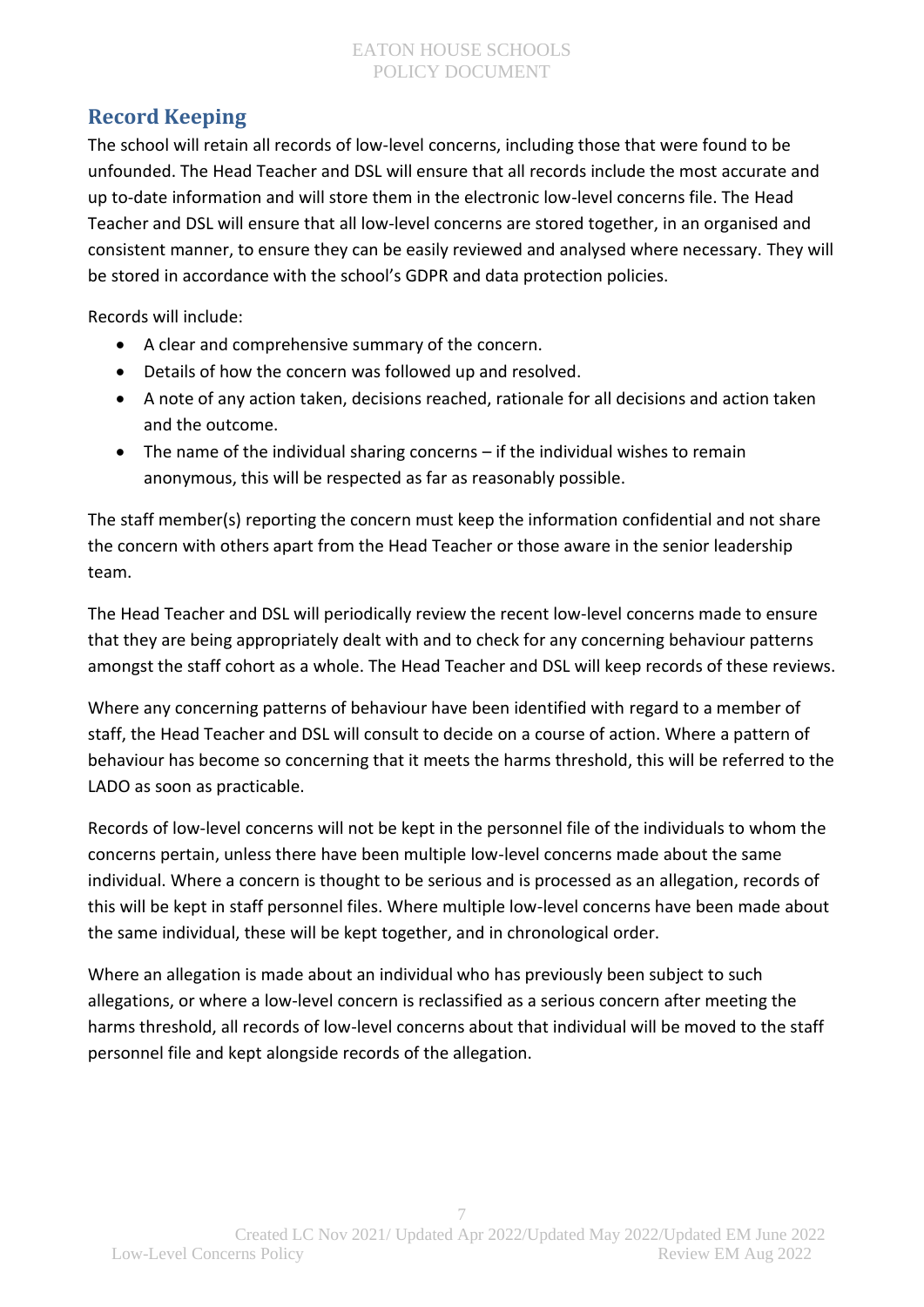## Record Keeping

The school will retain all records of low-level concerns, including those that were found to be unfounded. The Head Teacher and DSL will ensure that all records include the most accurate and up to-date information and will store them in the electronic low-level concerns file. The Head Teacher and DSL will ensure that all low-level concerns are stored together, in an organised and consistent manner, to ensure they can be easily reviewed and analysed where necessary. They will be stored in accordance with the school's GDPR and data protection policies.

Records will include:

- A clear and comprehensive summary of the concern.
- Details of how the concern was followed up and resolved.
- A note of any action taken, decisions reached, rationale for all decisions and action taken and the outcome.
- The name of the individual sharing concerns – if the individual wishes to remain anonymous, this will be respected as far as reasonably possible.

The staff member(s) reporting the concern must keep the information confidential and not share the concern with others apart from the Head Teacher or those aware in the senior leadership team.

The Head Teacher and DSL will periodically review the recent low-level concerns made to ensure that they are being appropriately dealt with and to check for any concerning behaviour patterns amongst the staff cohort as a whole. The Head Teacher and DSL will keep records of these reviews.

Where any concerning patterns of behaviour have been identified with regard to a member of staff, the Head Teacher and DSL will consult to decide on a course of action. Where a pattern of behaviour has become so concerning that it meets the harms threshold, this will be referred to the LADO as soon as practicable.

Records of low-level concerns will not be kept in the personnel file of the individuals to whom the concerns pertain, unless there have been multiple low-level concerns made about the same individual. Where a concern is thought to be serious and is processed as an allegation, records of this will be kept in staff personnel files. Where multiple low-level concerns have been made about the same individual, these will be kept together, and in chronological order.

Where an allegation is made about an individual who has previously been subject to such allegations, or where a low-level concern is reclassified as a serious concern after meeting the harms threshold, all records of low-level concerns about that individual will be moved to the staff personnel file and kept alongside records of the allegation.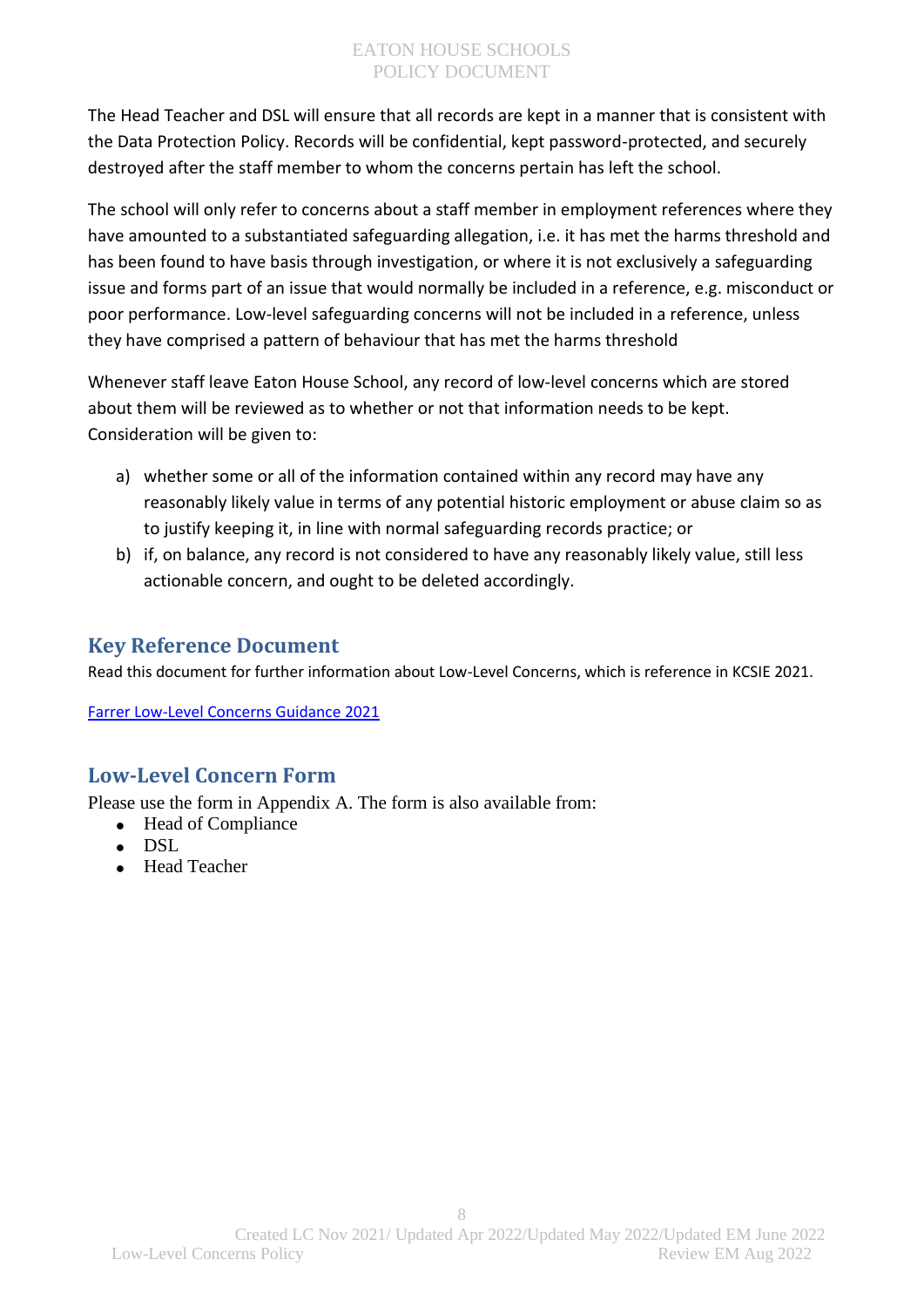The Head Teacher and DSL will ensure that all records are kept in a manner that is consistent with the Data Protection Policy. Records will be confidential, kept password-protected, and securely destroyed after the staff member to whom the concerns pertain has left the school.

The school will only refer to concerns about a staff member in employment references where they have amounted to a substantiated safeguarding allegation, i.e. it has met the harms threshold and has been found to have basis through investigation, or where it is not exclusively a safeguarding issue and forms part of an issue that would normally be included in a reference, e.g. misconduct or poor performance. Low-level safeguarding concerns will not be included in a reference, unless they have comprised a pattern of behaviour that has met the harms threshold

Whenever staff leave Eaton House School, any record of low-level concerns which are stored about them will be reviewed as to whether or not that information needs to be kept. Consideration will be given to:

a) whether some or all of the information contained within any record may have any reasonably likely value in terms of any potential historic employment or abuse claim so as to justify keeping it, in line with normal safeguarding records practice; or
b) if, on balance, any record is not considered to have any reasonably likely value, still less actionable concern, and ought to be deleted accordingly.

## Key Reference Document

Read this document for further information about Low-Level Concerns, which is reference in KCSIE 2021.

Farrer Low-Level Concerns Guidance 2021

## Low-Level Concern Form

Please use the form in Appendix A. The form is also available from:

- Head of Compliance
- DSL
- Head Teacher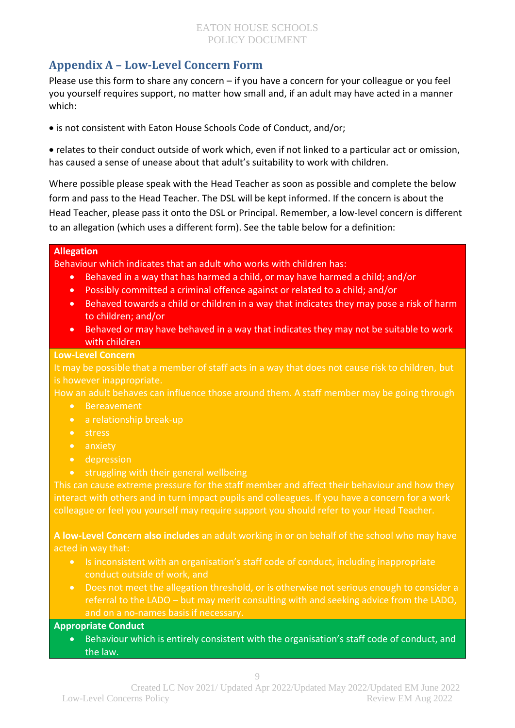## Appendix A – Low-Level Concern Form

Please use this form to share any concern – if you have a concern for your colleague or you feel you yourself requires support, no matter how small and, if an adult may have acted in a manner which:

• is not consistent with Eaton House Schools Code of Conduct, and/or;

• relates to their conduct outside of work which, even if not linked to a particular act or omission, has caused a sense of unease about that adult's suitability to work with children.

Where possible please speak with the Head Teacher as soon as possible and complete the below form and pass to the Head Teacher. The DSL will be kept informed. If the concern is about the Head Teacher, please pass it onto the DSL or Principal. Remember, a low-level concern is different to an allegation (which uses a different form). See the table below for a definition:

**Allegation**

Behaviour which indicates that an adult who works with children has:

- Behaved in a way that has harmed a child, or may have harmed a child; and/or
- Possibly committed a criminal offence against or related to a child; and/or
- Behaved towards a child or children in a way that indicates they may pose a risk of harm to children; and/or
- Behaved or may have behaved in a way that indicates they may not be suitable to work with children

**Low-Level Concern**

It may be possible that a member of staff acts in a way that does not cause risk to children, but is however inappropriate.

How an adult behaves can influence those around them. A staff member may be going through

- Bereavement
- a relationship break-up
- stress
- anxiety
- depression
- struggling with their general wellbeing

This can cause extreme pressure for the staff member and affect their behaviour and how they interact with others and in turn impact pupils and colleagues. If you have a concern for a work colleague or feel you yourself may require support you should refer to your Head Teacher.

**A low-Level Concern also includes** an adult working in or on behalf of the school who may have acted in way that:

- Is inconsistent with an organisation's staff code of conduct, including inappropriate conduct outside of work, and
- Does not meet the allegation threshold, or is otherwise not serious enough to consider a referral to the LADO – but may merit consulting with and seeking advice from the LADO, and on a no-names basis if necessary.

**Appropriate Conduct**

- Behaviour which is entirely consistent with the organisation's staff code of conduct, and the law.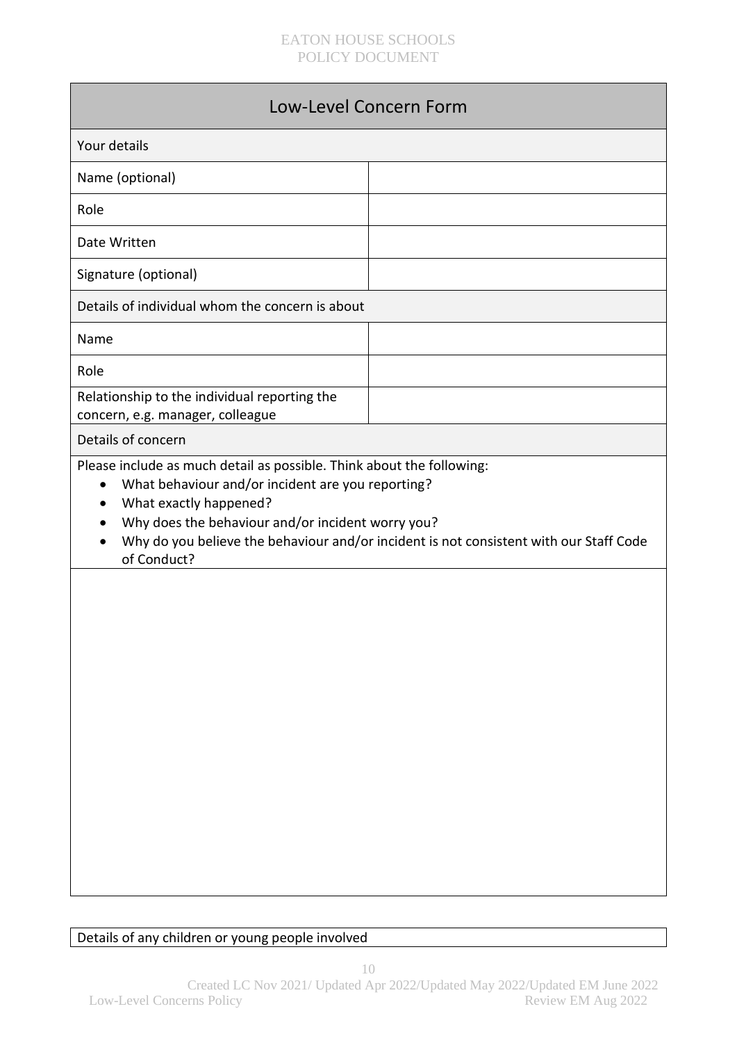## Low-Level Concern Form

| Your details | |
|---|---|
| Name (optional) | |
| Role | |
| Date Written | |
| Signature (optional) | |
| **Details of individual whom the concern is about** | |
| Name | |
| Role | |
| Relationship to the individual reporting the concern, e.g. manager, colleague | |

**Details of concern**

Please include as much detail as possible. Think about the following:

- What behaviour and/or incident are you reporting?
- What exactly happened?
- Why does the behaviour and/or incident worry you?
- Why do you believe the behaviour and/or incident is not consistent with our Staff Code of Conduct?

**Details of any children or young people involved**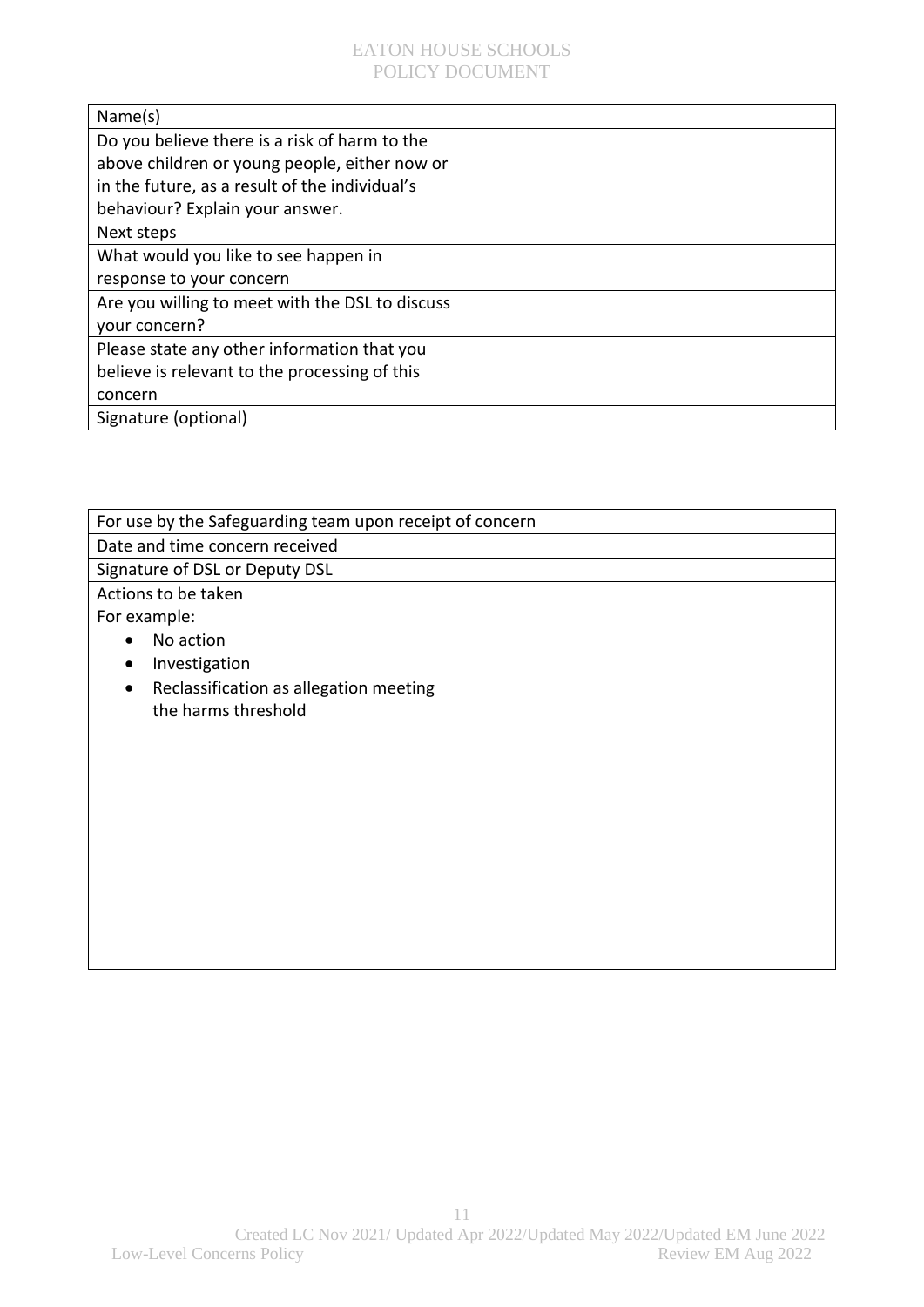| | |
|---|---|
| Name(s) | |
| Do you believe there is a risk of harm to the above children or young people, either now or in the future, as a result of the individual's behaviour? Explain your answer. | |
| Next steps | |
| What would you like to see happen in response to your concern | |
| Are you willing to meet with the DSL to discuss your concern? | |
| Please state any other information that you believe is relevant to the processing of this concern | |
| Signature (optional) | |

| | |
|---|---|
| For use by the Safeguarding team upon receipt of concern | |
| Date and time concern received | |
| Signature of DSL or Deputy DSL | |
| Actions to be taken<br>For example:<br>• No action<br>• Investigation<br>• Reclassification as allegation meeting the harms threshold | |